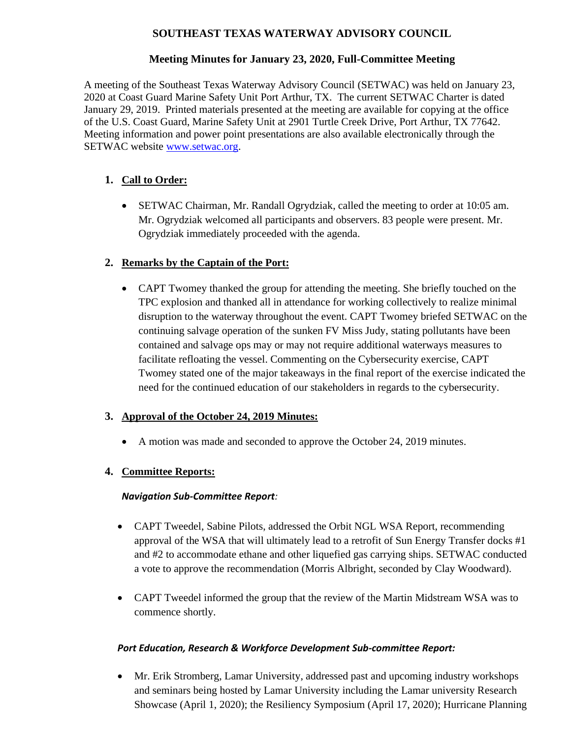# SOUTHEAST TEXAS WATERWAY ADVISORY COUNCIL

## Meeting Minutes for January 23, 2020, Full-Committee Meeting

A meeting of the Southeast Texas Waterway Advisory Council (SETWAC) was held on January 23, 2020 at Coast Guard Marine Safety Unit Port Arthur, TX. The current SETWAC Charter is dated January 29, 2019. Printed materials presented at the meeting are available for copying at the office of the U.S. Coast Guard, Marine Safety Unit at 2901 Turtle Creek Drive, Port Arthur, TX 77642. Meeting information and power point presentations are also available electronically through the SETWAC website [www.setwac.org](http://www.setwac.org).

1. **Call to Order:**

   - SETWAC Chairman, Mr. Randall Ogrydziak, called the meeting to order at 10:05 am. Mr. Ogrydziak welcomed all participants and observers. 83 people were present. Mr. Ogrydziak immediately proceeded with the agenda.

2. **Remarks by the Captain of the Port:**

   - CAPT Twomey thanked the group for attending the meeting. She briefly touched on the TPC explosion and thanked all in attendance for working collectively to realize minimal disruption to the waterway throughout the event. CAPT Twomey briefed SETWAC on the continuing salvage operation of the sunken FV Miss Judy, stating pollutants have been contained and salvage ops may or may not require additional waterways measures to facilitate refloating the vessel. Commenting on the Cybersecurity exercise, CAPT Twomey stated one of the major takeaways in the final report of the exercise indicated the need for the continued education of our stakeholders in regards to the cybersecurity.

3. **Approval of the October 24, 2019 Minutes:**

   - A motion was made and seconded to approve the October 24, 2019 minutes.

4. **Committee Reports:**

   ***Navigation Sub-Committee Report*:**

   - CAPT Tweedel, Sabine Pilots, addressed the Orbit NGL WSA Report, recommending approval of the WSA that will ultimately lead to a retrofit of Sun Energy Transfer docks #1 and #2 to accommodate ethane and other liquefied gas carrying ships. SETWAC conducted a vote to approve the recommendation (Morris Albright, seconded by Clay Woodward).

   - CAPT Tweedel informed the group that the review of the Martin Midstream WSA was to commence shortly.

   ***Port Education, Research & Workforce Development Sub-committee Report:***

   - Mr. Erik Stromberg, Lamar University, addressed past and upcoming industry workshops and seminars being hosted by Lamar University including the Lamar university Research Showcase (April 1, 2020); the Resiliency Symposium (April 17, 2020); Hurricane Planning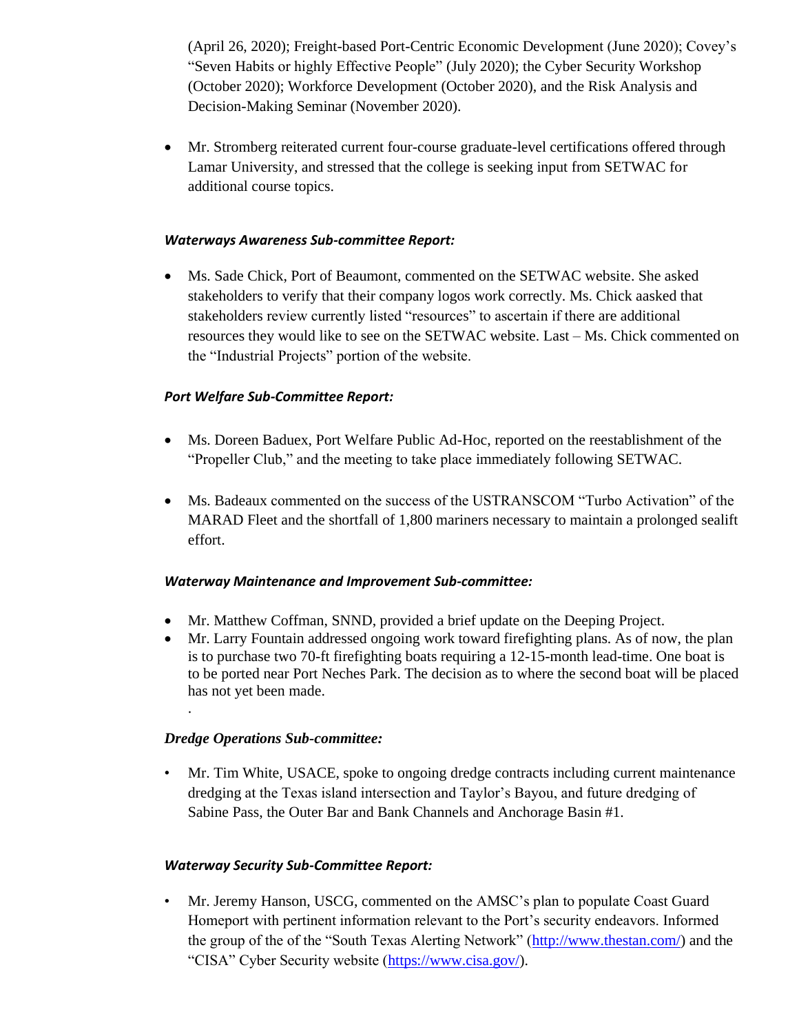(April 26, 2020); Freight-based Port-Centric Economic Development (June 2020); Covey's "Seven Habits or highly Effective People" (July 2020); the Cyber Security Workshop (October 2020); Workforce Development (October 2020), and the Risk Analysis and Decision-Making Seminar (November 2020).

- Mr. Stromberg reiterated current four-course graduate-level certifications offered through Lamar University, and stressed that the college is seeking input from SETWAC for additional course topics.

### *Waterways Awareness Sub-committee Report:*

- Ms. Sade Chick, Port of Beaumont, commented on the SETWAC website. She asked stakeholders to verify that their company logos work correctly. Ms. Chick aasked that stakeholders review currently listed "resources" to ascertain if there are additional resources they would like to see on the SETWAC website. Last – Ms. Chick commented on the "Industrial Projects" portion of the website.

### *Port Welfare Sub-Committee Report:*

- Ms. Doreen Baduex, Port Welfare Public Ad-Hoc, reported on the reestablishment of the "Propeller Club," and the meeting to take place immediately following SETWAC.

- Ms. Badeaux commented on the success of the USTRANSCOM "Turbo Activation" of the MARAD Fleet and the shortfall of 1,800 mariners necessary to maintain a prolonged sealift effort.

### *Waterway Maintenance and Improvement Sub-committee:*

- Mr. Matthew Coffman, SNND, provided a brief update on the Deeping Project.
- Mr. Larry Fountain addressed ongoing work toward firefighting plans. As of now, the plan is to purchase two 70-ft firefighting boats requiring a 12-15-month lead-time. One boat is to be ported near Port Neches Park. The decision as to where the second boat will be placed has not yet been made.

.

### *Dredge Operations Sub-committee:*

- Mr. Tim White, USACE, spoke to ongoing dredge contracts including current maintenance dredging at the Texas island intersection and Taylor's Bayou, and future dredging of Sabine Pass, the Outer Bar and Bank Channels and Anchorage Basin #1.

### *Waterway Security Sub-Committee Report:*

- Mr. Jeremy Hanson, USCG, commented on the AMSC's plan to populate Coast Guard Homeport with pertinent information relevant to the Port's security endeavors. Informed the group of the of the "South Texas Alerting Network" (http://www.thestan.com/) and the "CISA" Cyber Security website (https://www.cisa.gov/).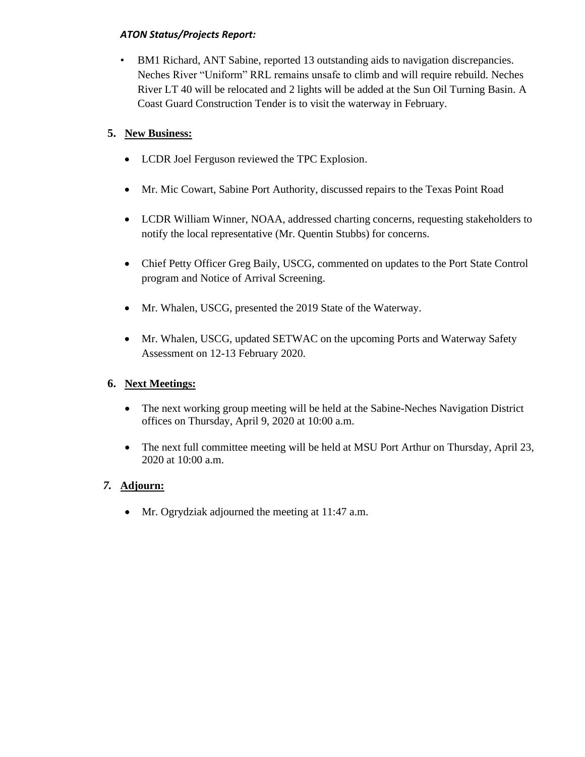***ATON Status/Projects Report:***

- BM1 Richard, ANT Sabine, reported 13 outstanding aids to navigation discrepancies. Neches River "Uniform" RRL remains unsafe to climb and will require rebuild. Neches River LT 40 will be relocated and 2 lights will be added at the Sun Oil Turning Basin. A Coast Guard Construction Tender is to visit the waterway in February.

**5. <u>New Business:</u>**

- LCDR Joel Ferguson reviewed the TPC Explosion.
- Mr. Mic Cowart, Sabine Port Authority, discussed repairs to the Texas Point Road
- LCDR William Winner, NOAA, addressed charting concerns, requesting stakeholders to notify the local representative (Mr. Quentin Stubbs) for concerns.
- Chief Petty Officer Greg Baily, USCG, commented on updates to the Port State Control program and Notice of Arrival Screening.
- Mr. Whalen, USCG, presented the 2019 State of the Waterway.
- Mr. Whalen, USCG, updated SETWAC on the upcoming Ports and Waterway Safety Assessment on 12-13 February 2020.

**6. <u>Next Meetings:</u>**

- The next working group meeting will be held at the Sabine-Neches Navigation District offices on Thursday, April 9, 2020 at 10:00 a.m.
- The next full committee meeting will be held at MSU Port Arthur on Thursday, April 23, 2020 at 10:00 a.m.

***7.* <u>Adjourn:</u>**

- Mr. Ogrydziak adjourned the meeting at 11:47 a.m.